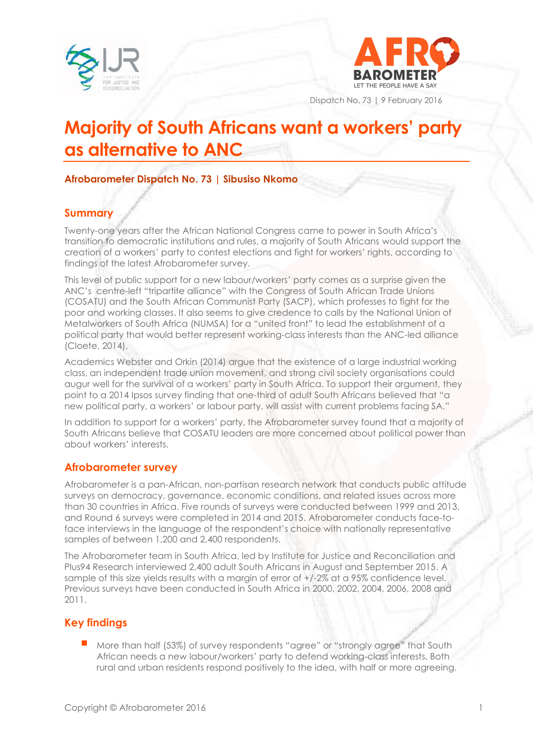Dispatch No. 73 | 9 February 2016

# Majority of South Africans want a workers' party as alternative to ANC

**Afrobarometer Dispatch No. 73 | Sibusiso Nkomo**

## Summary

Twenty-one years after the African National Congress came to power in South Africa's transition to democratic institutions and rules, a majority of South Africans would support the creation of a workers' party to contest elections and fight for workers' rights, according to findings of the latest Afrobarometer survey.

This level of public support for a new labour/workers' party comes as a surprise given the ANC's centre-left "tripartite alliance" with the Congress of South African Trade Unions (COSATU) and the South African Communist Party (SACP), which professes to fight for the poor and working classes. It also seems to give credence to calls by the National Union of Metalworkers of South Africa (NUMSA) for a "united front" to lead the establishment of a political party that would better represent working-class interests than the ANC-led alliance (Cloete, 2014).

Academics Webster and Orkin (2014) argue that the existence of a large industrial working class, an independent trade union movement, and strong civil society organisations could augur well for the survival of a workers' party in South Africa. To support their argument, they point to a 2014 Ipsos survey finding that one-third of adult South Africans believed that "a new political party, a workers' or labour party, will assist with current problems facing SA."

In addition to support for a workers' party, the Afrobarometer survey found that a majority of South Africans believe that COSATU leaders are more concerned about political power than about workers' interests.

## Afrobarometer survey

Afrobarometer is a pan-African, non-partisan research network that conducts public attitude surveys on democracy, governance, economic conditions, and related issues across more than 30 countries in Africa. Five rounds of surveys were conducted between 1999 and 2013, and Round 6 surveys were completed in 2014 and 2015. Afrobarometer conducts face-to-face interviews in the language of the respondent's choice with nationally representative samples of between 1,200 and 2,400 respondents.

The Afrobarometer team in South Africa, led by Institute for Justice and Reconciliation and Plus94 Research interviewed 2,400 adult South Africans in August and September 2015. A sample of this size yields results with a margin of error of +/-2% at a 95% confidence level. Previous surveys have been conducted in South Africa in 2000, 2002, 2004, 2006, 2008 and 2011.

## Key findings

- More than half (53%) of survey respondents "agree" or "strongly agree" that South African needs a new labour/workers' party to defend working-class interests. Both rural and urban residents respond positively to the idea, with half or more agreeing.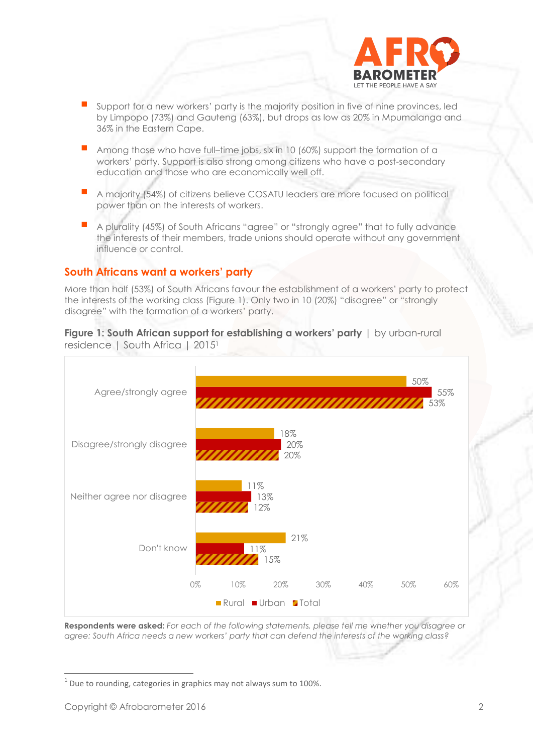- Support for a new workers' party is the majority position in five of nine provinces, led by Limpopo (73%) and Gauteng (63%), but drops as low as 20% in Mpumalanga and 36% in the Eastern Cape.
- Among those who have full–time jobs, six in 10 (60%) support the formation of a workers' party. Support is also strong among citizens who have a post-secondary education and those who are economically well off.
- A majority (54%) of citizens believe COSATU leaders are more focused on political power than on the interests of workers.
- A plurality (45%) of South Africans "agree" or "strongly agree" that to fully advance the interests of their members, trade unions should operate without any government influence or control.

## South Africans want a workers' party

More than half (53%) of South Africans favour the establishment of a workers' party to protect the interests of the working class (Figure 1). Only two in 10 (20%) "disagree" or "strongly disagree" with the formation of a workers' party.

**Figure 1: South African support for establishing a workers' party** | by urban-rural residence | South Africa | 2015[1]

| | Rural | Urban | Total |
|---|---|---|---|
| Agree/strongly agree | 50% | 55% | 53% |
| Disagree/strongly disagree | 18% | 20% | 20% |
| Neither agree nor disagree | 11% | 13% | 12% |
| Don't know | 21% | 11% | 15% |

**Respondents were asked:** *For each of the following statements, please tell me whether you disagree or agree: South Africa needs a new workers' party that can defend the interests of the working class?*

[1] Due to rounding, categories in graphics may not always sum to 100%.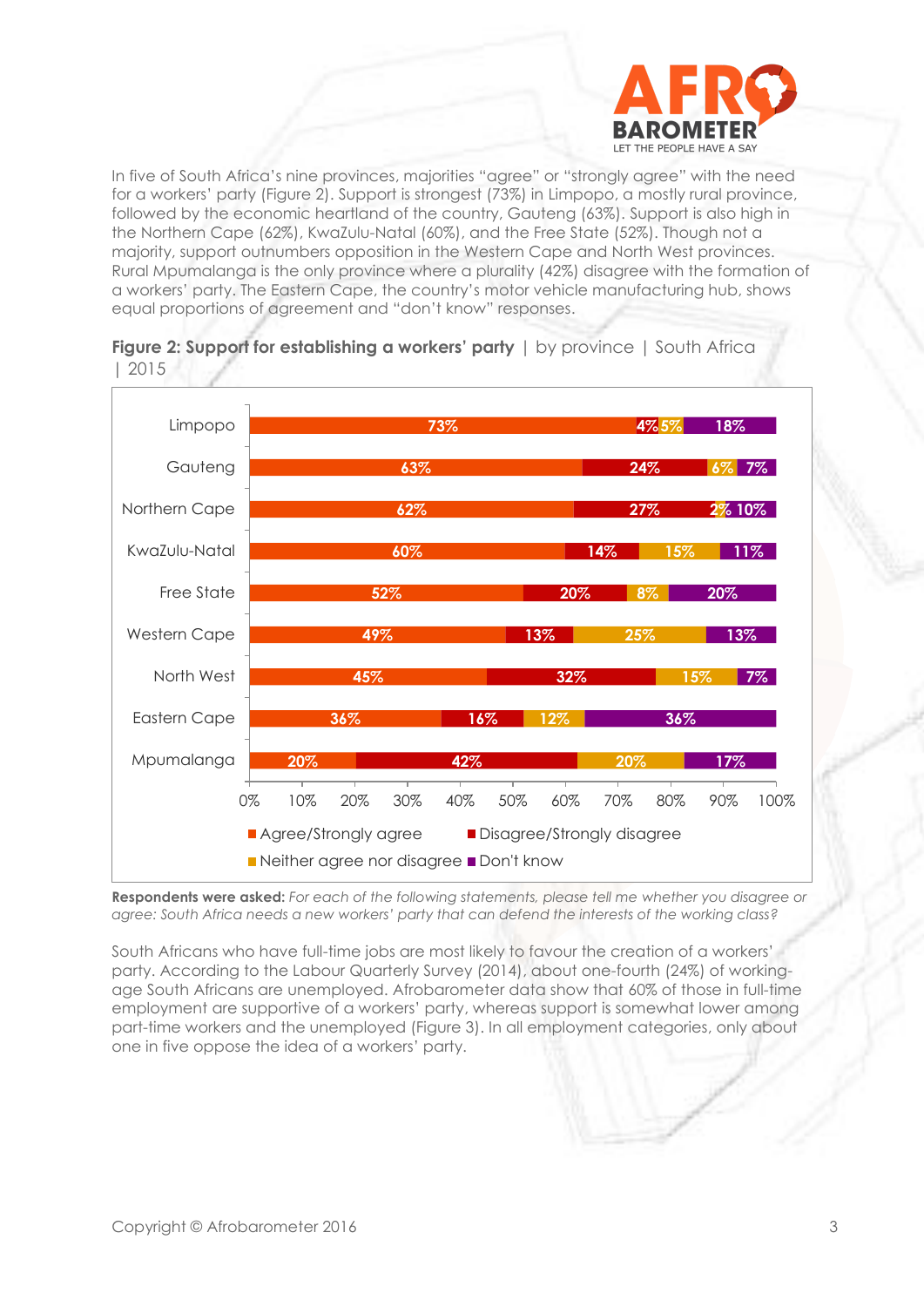In five of South Africa's nine provinces, majorities "agree" or "strongly agree" with the need for a workers' party (Figure 2). Support is strongest (73%) in Limpopo, a mostly rural province, followed by the economic heartland of the country, Gauteng (63%). Support is also high in the Northern Cape (62%), KwaZulu-Natal (60%), and the Free State (52%). Though not a majority, support outnumbers opposition in the Western Cape and North West provinces. Rural Mpumalanga is the only province where a plurality (42%) disagree with the formation of a workers' party. The Eastern Cape, the country's motor vehicle manufacturing hub, shows equal proportions of agreement and "don't know" responses.

**Figure 2: Support for establishing a workers' party** | by province | South Africa | 2015

| Province | Agree/Strongly agree | Disagree/Strongly disagree | Neither agree nor disagree | Don't know |
|---|---|---|---|---|
| Limpopo | 73% | 4% | 5% | 18% |
| Gauteng | 63% | 24% | 6% | 7% |
| Northern Cape | 62% | 27% | 2% | 10% |
| KwaZulu-Natal | 60% | 14% | 15% | 11% |
| Free State | 52% | 20% | 8% | 20% |
| Western Cape | 49% | 13% | 25% | 13% |
| North West | 45% | 32% | 15% | 7% |
| Eastern Cape | 36% | 16% | 12% | 36% |
| Mpumalanga | 20% | 42% | 20% | 17% |

**Respondents were asked:** *For each of the following statements, please tell me whether you disagree or agree: South Africa needs a new workers' party that can defend the interests of the working class?*

South Africans who have full-time jobs are most likely to favour the creation of a workers' party. According to the Labour Quarterly Survey (2014), about one-fourth (24%) of working-age South Africans are unemployed. Afrobarometer data show that 60% of those in full-time employment are supportive of a workers' party, whereas support is somewhat lower among part-time workers and the unemployed (Figure 3). In all employment categories, only about one in five oppose the idea of a workers' party.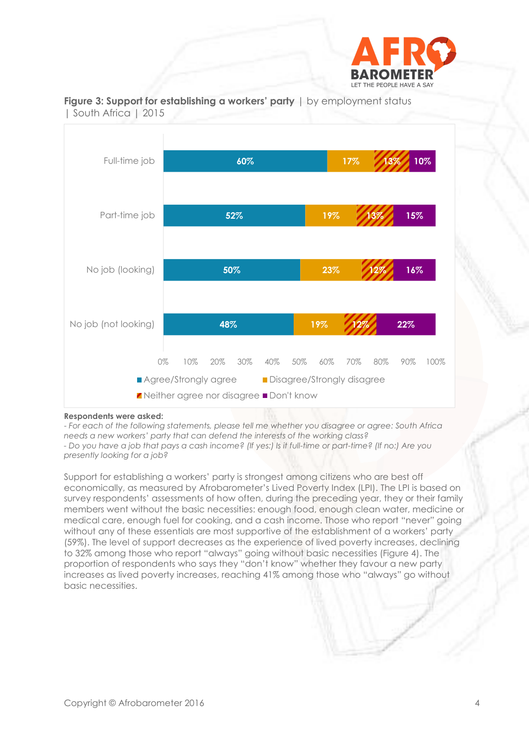**Figure 3: Support for establishing a workers' party** | by employment status | South Africa | 2015

| | Agree/Strongly agree | Disagree/Strongly disagree | Neither agree nor disagree | Don't know |
|---|---|---|---|---|
| Full-time job | 60% | 17% | 13% | 10% |
| Part-time job | 52% | 19% | 13% | 15% |
| No job (looking) | 50% | 23% | 12% | 16% |
| No job (not looking) | 48% | 19% | 12% | 22% |

**Respondents were asked:**

*- For each of the following statements, please tell me whether you disagree or agree: South Africa needs a new workers' party that can defend the interests of the working class?*

*- Do you have a job that pays a cash income? (If yes:) Is it full-time or part-time? (If no:) Are you presently looking for a job?*

Support for establishing a workers' party is strongest among citizens who are best off economically, as measured by Afrobarometer's Lived Poverty Index (LPI). The LPI is based on survey respondents' assessments of how often, during the preceding year, they or their family members went without the basic necessities: enough food, enough clean water, medicine or medical care, enough fuel for cooking, and a cash income. Those who report "never" going without any of these essentials are most supportive of the establishment of a workers' party (59%). The level of support decreases as the experience of lived poverty increases, declining to 32% among those who report "always" going without basic necessities (Figure 4). The proportion of respondents who says they "don't know" whether they favour a new party increases as lived poverty increases, reaching 41% among those who "always" go without basic necessities.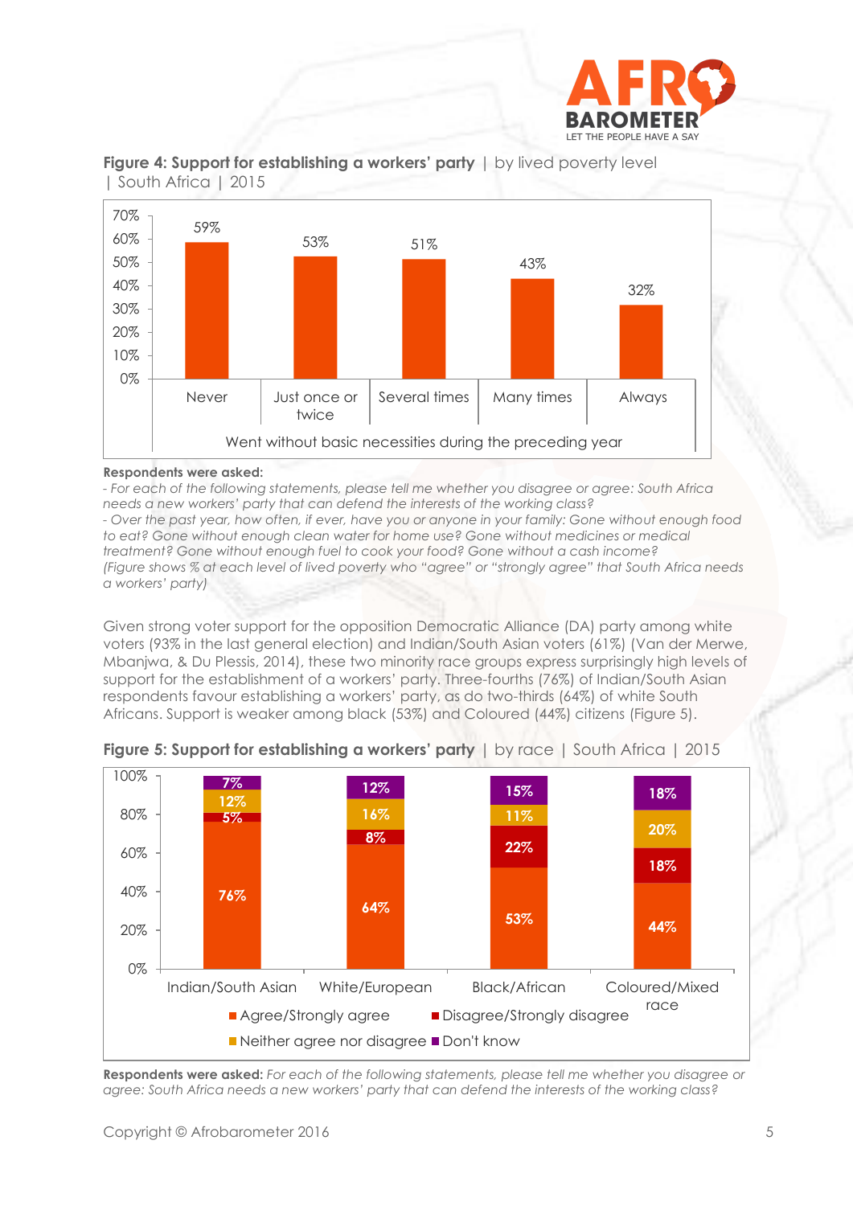**Figure 4: Support for establishing a workers' party** | by lived poverty level | South Africa | 2015

| Went without basic necessities during the preceding year | % |
|---|---|
| Never | 59% |
| Just once or twice | 53% |
| Several times | 51% |
| Many times | 43% |
| Always | 32% |

**Respondents were asked:**

*- For each of the following statements, please tell me whether you disagree or agree: South Africa needs a new workers' party that can defend the interests of the working class?*

*- Over the past year, how often, if ever, have you or anyone in your family: Gone without enough food to eat? Gone without enough clean water for home use? Gone without medicines or medical treatment? Gone without enough fuel to cook your food? Gone without a cash income?*

*(Figure shows % at each level of lived poverty who "agree" or "strongly agree" that South Africa needs a workers' party)*

Given strong voter support for the opposition Democratic Alliance (DA) party among white voters (93% in the last general election) and Indian/South Asian voters (61%) (Van der Merwe, Mbanjwa, & Du Plessis, 2014), these two minority race groups express surprisingly high levels of support for the establishment of a workers' party. Three-fourths (76%) of Indian/South Asian respondents favour establishing a workers' party, as do two-thirds (64%) of white South Africans. Support is weaker among black (53%) and Coloured (44%) citizens (Figure 5).

**Figure 5: Support for establishing a workers' party** | by race | South Africa | 2015

| | Agree/Strongly agree | Disagree/Strongly disagree | Neither agree nor disagree | Don't know |
|---|---|---|---|---|
| Indian/South Asian | 76% | 5% | 12% | 7% |
| White/European | 64% | 8% | 16% | 12% |
| Black/African | 53% | 22% | 11% | 15% |
| Coloured/Mixed race | 44% | 18% | 20% | 18% |

**Respondents were asked:** *For each of the following statements, please tell me whether you disagree or agree: South Africa needs a new workers' party that can defend the interests of the working class?*

Copyright © Afrobarometer 2016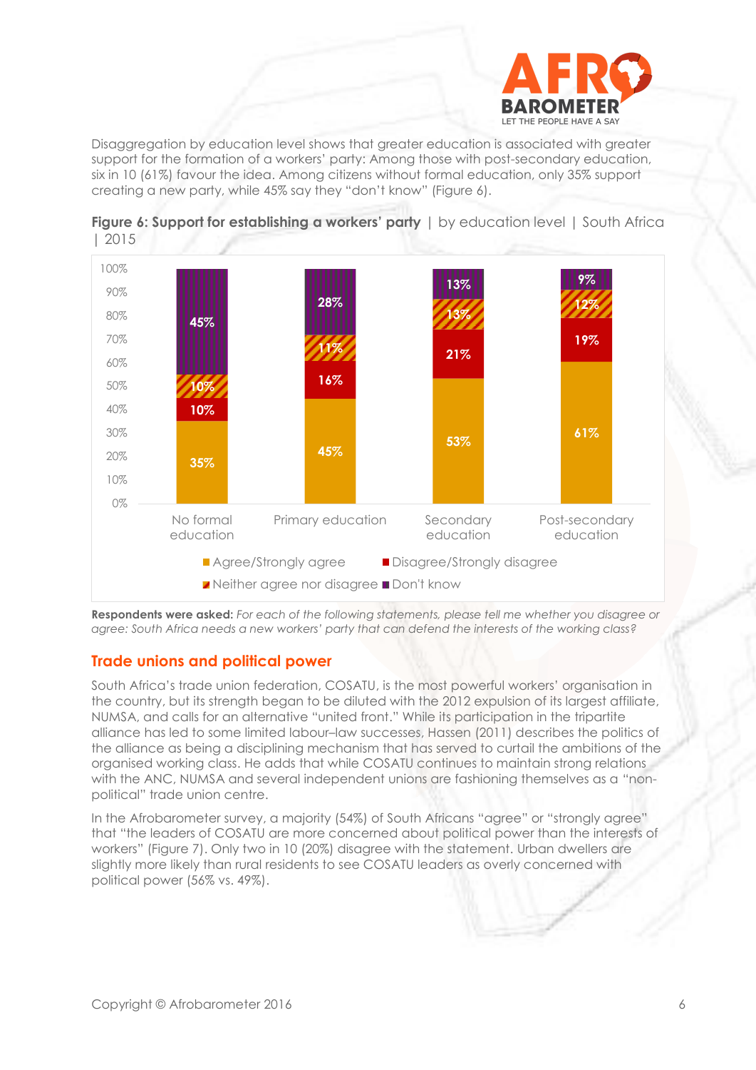Disaggregation by education level shows that greater education is associated with greater support for the formation of a workers' party: Among those with post-secondary education, six in 10 (61%) favour the idea. Among citizens without formal education, only 35% support creating a new party, while 45% say they "don't know" (Figure 6).

**Figure 6: Support for establishing a workers' party** | by education level | South Africa | 2015

| | Agree/Strongly agree | Disagree/Strongly disagree | Neither agree nor disagree | Don't know |
|---|---|---|---|---|
| No formal education | 35% | 10% | 10% | 45% |
| Primary education | 45% | 16% | 11% | 28% |
| Secondary education | 53% | 21% | 13% | 13% |
| Post-secondary education | 61% | 19% | 12% | 9% |

**Respondents were asked:** *For each of the following statements, please tell me whether you disagree or agree: South Africa needs a new workers' party that can defend the interests of the working class?*

## Trade unions and political power

South Africa's trade union federation, COSATU, is the most powerful workers' organisation in the country, but its strength began to be diluted with the 2012 expulsion of its largest affiliate, NUMSA, and calls for an alternative "united front." While its participation in the tripartite alliance has led to some limited labour–law successes, Hassen (2011) describes the politics of the alliance as being a disciplining mechanism that has served to curtail the ambitions of the organised working class. He adds that while COSATU continues to maintain strong relations with the ANC, NUMSA and several independent unions are fashioning themselves as a "non-political" trade union centre.

In the Afrobarometer survey, a majority (54%) of South Africans "agree" or "strongly agree" that "the leaders of COSATU are more concerned about political power than the interests of workers" (Figure 7). Only two in 10 (20%) disagree with the statement. Urban dwellers are slightly more likely than rural residents to see COSATU leaders as overly concerned with political power (56% vs. 49%).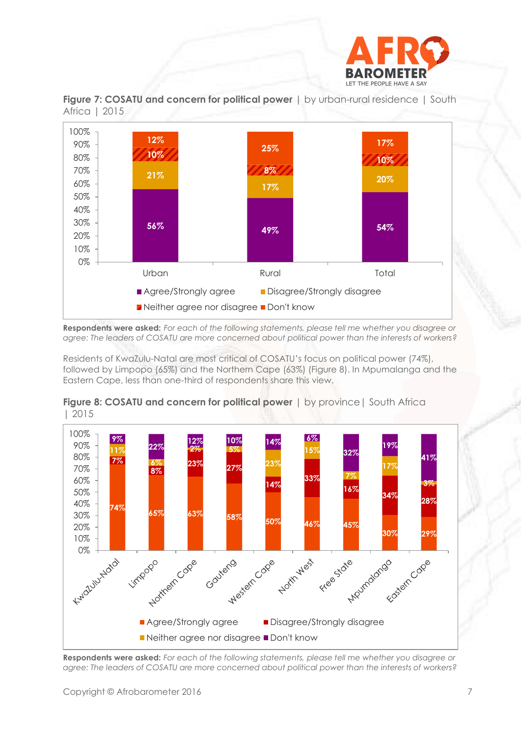**Figure 7: COSATU and concern for political power** | by urban-rural residence | South Africa | 2015

| | Urban | Rural | Total |
|---|---|---|---|
| Agree/Strongly agree | 56% | 49% | 54% |
| Disagree/Strongly disagree | 21% | 17% | 20% |
| Neither agree nor disagree | 10% | 8% | 10% |
| Don't know | 12% | 25% | 17% |

**Respondents were asked:** *For each of the following statements, please tell me whether you disagree or agree: The leaders of COSATU are more concerned about political power than the interests of workers?*

Residents of KwaZulu-Natal are most critical of COSATU's focus on political power (74%), followed by Limpopo (65%) and the Northern Cape (63%) (Figure 8). In Mpumalanga and the Eastern Cape, less than one-third of respondents share this view.

**Figure 8: COSATU and concern for political power** | by province | South Africa | 2015

| | KwaZulu-Natal | Limpopo | Northern Cape | Gauteng | Western Cape | North West | Free State | Mpumalanga | Eastern Cape |
|---|---|---|---|---|---|---|---|---|---|
| Agree/Strongly agree | 74% | 65% | 63% | 58% | 50% | 46% | 45% | 30% | 29% |
| Disagree/Strongly disagree | 7% | 8% | 23% | 27% | 14% | 33% | 16% | 34% | 28% |
| Neither agree nor disagree | 11% | 6% | 2% | 5% | 23% | 15% | 7% | 17% | 3% |
| Don't know | 9% | 22% | 12% | 10% | 14% | 6% | 32% | 19% | 41% |

**Respondents were asked:** *For each of the following statements, please tell me whether you disagree or agree: The leaders of COSATU are more concerned about political power than the interests of workers?*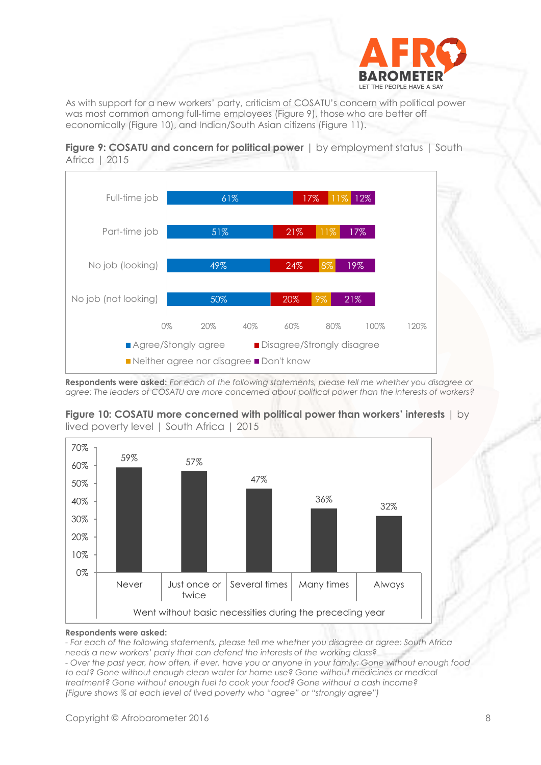As with support for a new workers' party, criticism of COSATU's concern with political power was most common among full-time employees (Figure 9), those who are better off economically (Figure 10), and Indian/South Asian citizens (Figure 11).

**Figure 9: COSATU and concern for political power** | by employment status | South Africa | 2015

| | Agree/Stongly agree | Disagree/Strongly disagree | Neither agree nor disagree | Don't know |
|---|---|---|---|---|
| Full-time job | 61% | 17% | 11% | 12% |
| Part-time job | 51% | 21% | 11% | 17% |
| No job (looking) | 49% | 24% | 8% | 19% |
| No job (not looking) | 50% | 20% | 9% | 21% |

**Respondents were asked:** *For each of the following statements, please tell me whether you disagree or agree: The leaders of COSATU are more concerned about political power than the interests of workers?*

**Figure 10: COSATU more concerned with political power than workers' interests** | by lived poverty level | South Africa | 2015

| Went without basic necessities during the preceding year | % |
|---|---|
| Never | 59% |
| Just once or twice | 57% |
| Several times | 47% |
| Many times | 36% |
| Always | 32% |

**Respondents were asked:**

*- For each of the following statements, please tell me whether you disagree or agree: South Africa needs a new workers' party that can defend the interests of the working class?*

*- Over the past year, how often, if ever, have you or anyone in your family: Gone without enough food to eat? Gone without enough clean water for home use? Gone without medicines or medical treatment? Gone without enough fuel to cook your food? Gone without a cash income?*

*(Figure shows % at each level of lived poverty who "agree" or "strongly agree")*

Copyright © Afrobarometer 2016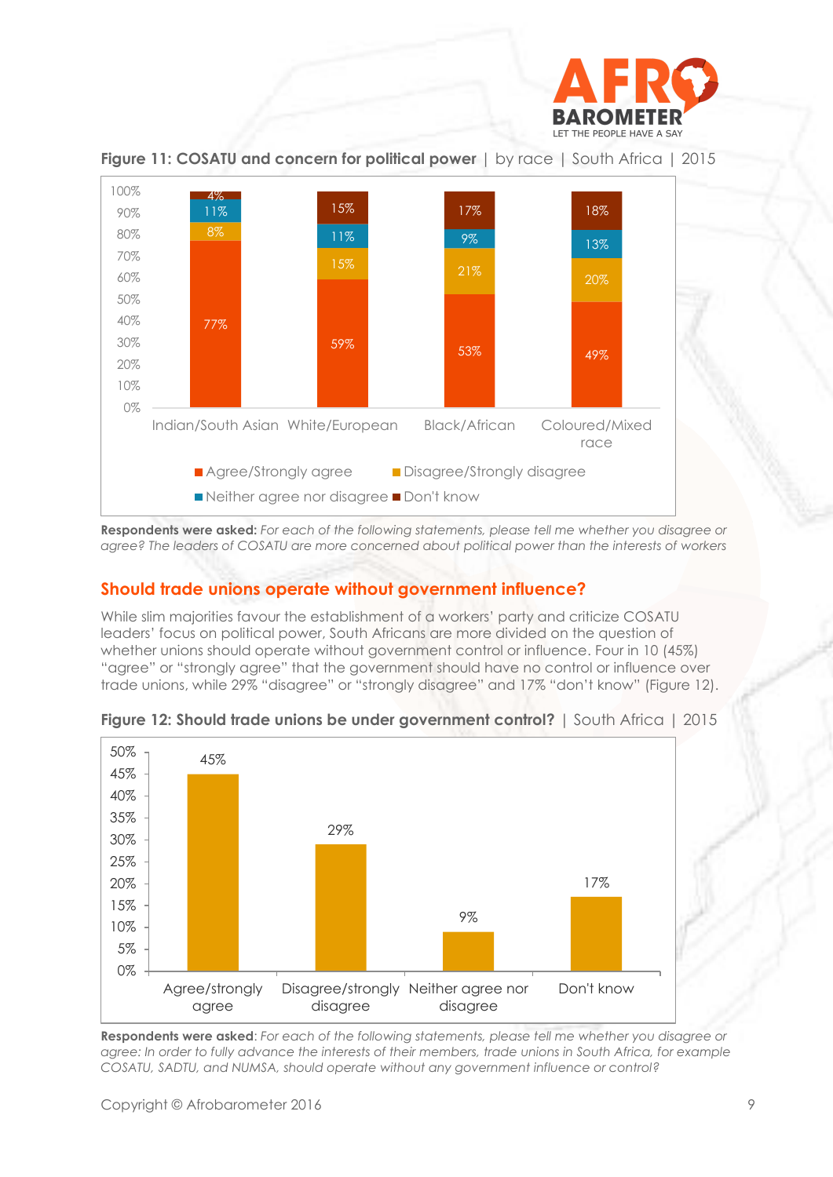**Figure 11: COSATU and concern for political power** | by race | South Africa | 2015

| | Indian/South Asian | White/European | Black/African | Coloured/Mixed race |
|---|---|---|---|---|
| Agree/Strongly agree | 77% | 59% | 53% | 49% |
| Disagree/Strongly disagree | 8% | 15% | 21% | 20% |
| Neither agree nor disagree | 11% | 11% | 9% | 13% |
| Don't know | 4% | 15% | 17% | 18% |

**Respondents were asked:** *For each of the following statements, please tell me whether you disagree or agree? The leaders of COSATU are more concerned about political power than the interests of workers*

## Should trade unions operate without government influence?

While slim majorities favour the establishment of a workers' party and criticize COSATU leaders' focus on political power, South Africans are more divided on the question of whether unions should operate without government control or influence. Four in 10 (45%) "agree" or "strongly agree" that the government should have no control or influence over trade unions, while 29% "disagree" or "strongly disagree" and 17% "don't know" (Figure 12).

**Figure 12: Should trade unions be under government control?** | South Africa | 2015

| Response | % |
|---|---|
| Agree/strongly agree | 45% |
| Disagree/strongly disagree | 29% |
| Neither agree nor disagree | 9% |
| Don't know | 17% |

**Respondents were asked**: *For each of the following statements, please tell me whether you disagree or agree: In order to fully advance the interests of their members, trade unions in South Africa, for example COSATU, SADTU, and NUMSA, should operate without any government influence or control?*

Copyright © Afrobarometer 2016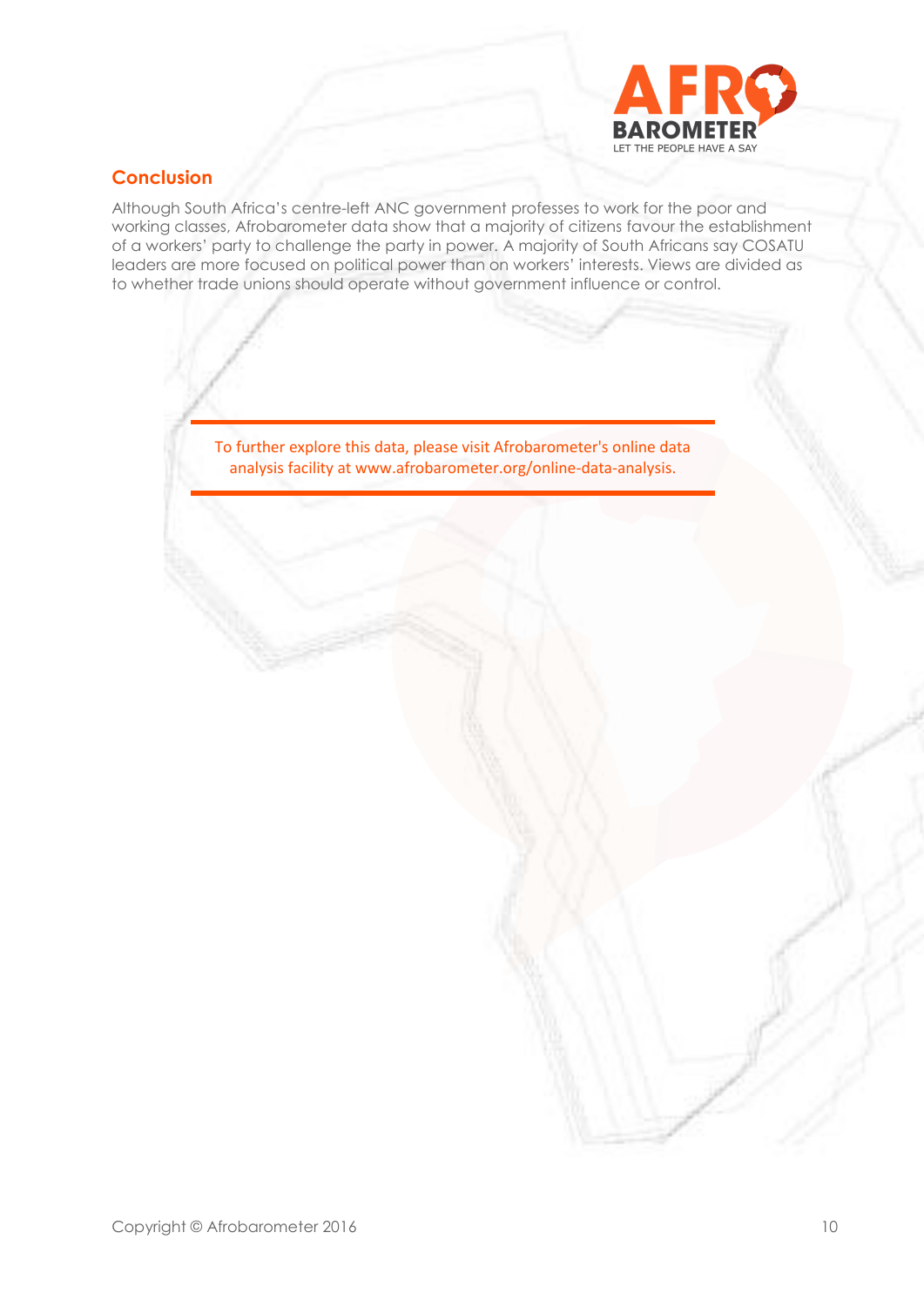## Conclusion

Although South Africa's centre-left ANC government professes to work for the poor and working classes, Afrobarometer data show that a majority of citizens favour the establishment of a workers' party to challenge the party in power. A majority of South Africans say COSATU leaders are more focused on political power than on workers' interests. Views are divided as to whether trade unions should operate without government influence or control.

---

To further explore this data, please visit Afrobarometer's online data analysis facility at www.afrobarometer.org/online-data-analysis.

---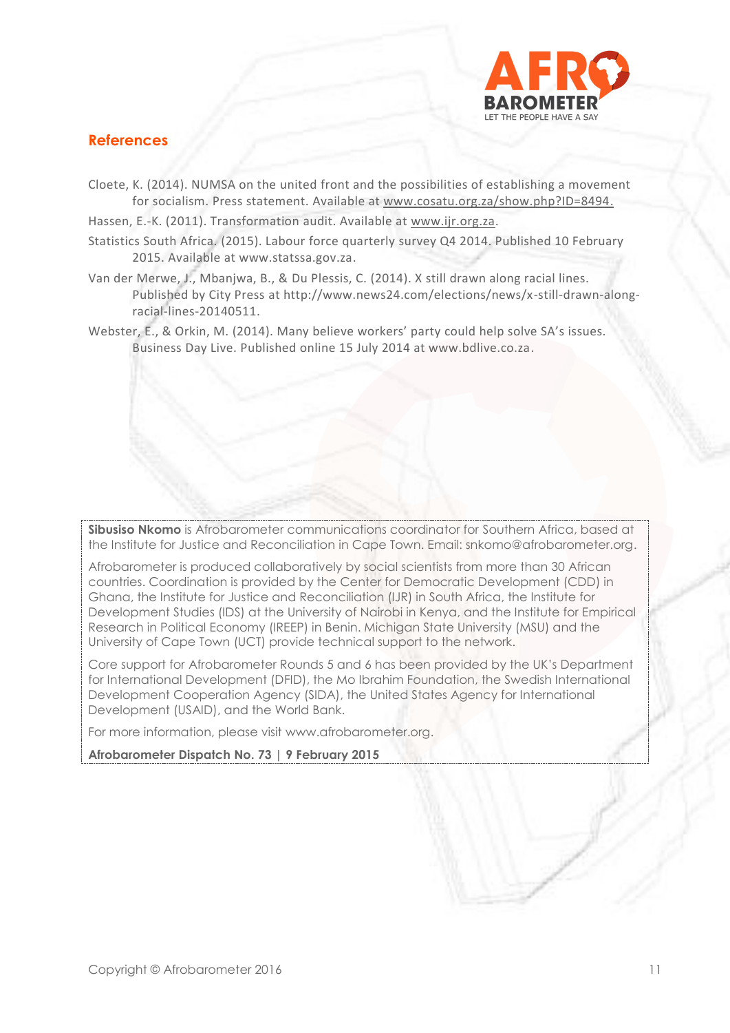## References

Cloete, K. (2014). NUMSA on the united front and the possibilities of establishing a movement for socialism. Press statement. Available at www.cosatu.org.za/show.php?ID=8494.

Hassen, E.-K. (2011). Transformation audit. Available at www.ijr.org.za.

Statistics South Africa. (2015). Labour force quarterly survey Q4 2014. Published 10 February 2015. Available at www.statssa.gov.za.

Van der Merwe, J., Mbanjwa, B., & Du Plessis, C. (2014). X still drawn along racial lines. Published by City Press at http://www.news24.com/elections/news/x-still-drawn-along-racial-lines-20140511.

Webster, E., & Orkin, M. (2014). Many believe workers' party could help solve SA's issues. Business Day Live. Published online 15 July 2014 at www.bdlive.co.za.

**Sibusiso Nkomo** is Afrobarometer communications coordinator for Southern Africa, based at the Institute for Justice and Reconciliation in Cape Town. Email: snkomo@afrobarometer.org.

Afrobarometer is produced collaboratively by social scientists from more than 30 African countries. Coordination is provided by the Center for Democratic Development (CDD) in Ghana, the Institute for Justice and Reconciliation (IJR) in South Africa, the Institute for Development Studies (IDS) at the University of Nairobi in Kenya, and the Institute for Empirical Research in Political Economy (IREEP) in Benin. Michigan State University (MSU) and the University of Cape Town (UCT) provide technical support to the network.

Core support for Afrobarometer Rounds 5 and 6 has been provided by the UK's Department for International Development (DFID), the Mo Ibrahim Foundation, the Swedish International Development Cooperation Agency (SIDA), the United States Agency for International Development (USAID), and the World Bank.

For more information, please visit www.afrobarometer.org.

**Afrobarometer Dispatch No. 73 | 9 February 2015**

Copyright © Afrobarometer 2016